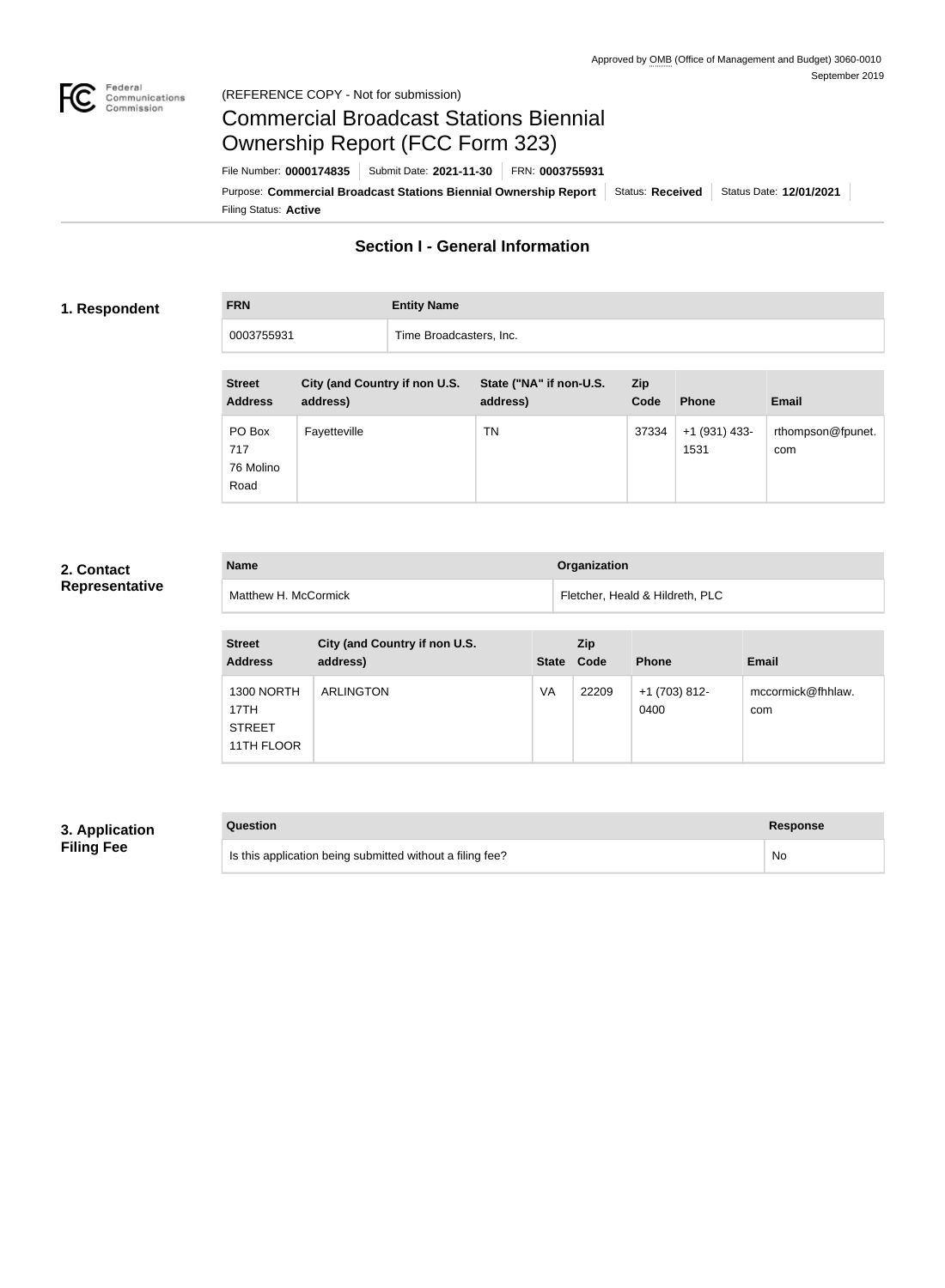Approved by OMB (Office of Management and Budget) 3060-0010
September 2019

(REFERENCE COPY - Not for submission)

# Commercial Broadcast Stations Biennial Ownership Report (FCC Form 323)

File Number: **0000174835** | Submit Date: **2021-11-30** | FRN: **0003755931**

Purpose: **Commercial Broadcast Stations Biennial Ownership Report** | Status: **Received** | Status Date: **12/01/2021**

Filing Status: **Active**

## Section I - General Information

### 1. Respondent

| FRN | Entity Name |
|---|---|
| 0003755931 | Time Broadcasters, Inc. |

| Street Address | City (and Country if non U.S. address) | State ("NA" if non-U.S. address) | Zip Code | Phone | Email |
|---|---|---|---|---|---|
| PO Box 717 76 Molino Road | Fayetteville | TN | 37334 | +1 (931) 433-1531 | rthompson@fpunet.com |

### 2. Contact Representative

| Name | Organization |
|---|---|
| Matthew H. McCormick | Fletcher, Heald & Hildreth, PLC |

| Street Address | City (and Country if non U.S. address) | State | Zip Code | Phone | Email |
|---|---|---|---|---|---|
| 1300 NORTH 17TH STREET 11TH FLOOR | ARLINGTON | VA | 22209 | +1 (703) 812-0400 | mccormick@fhhlaw.com |

### 3. Application Filing Fee

| Question | Response |
|---|---|
| Is this application being submitted without a filing fee? | No |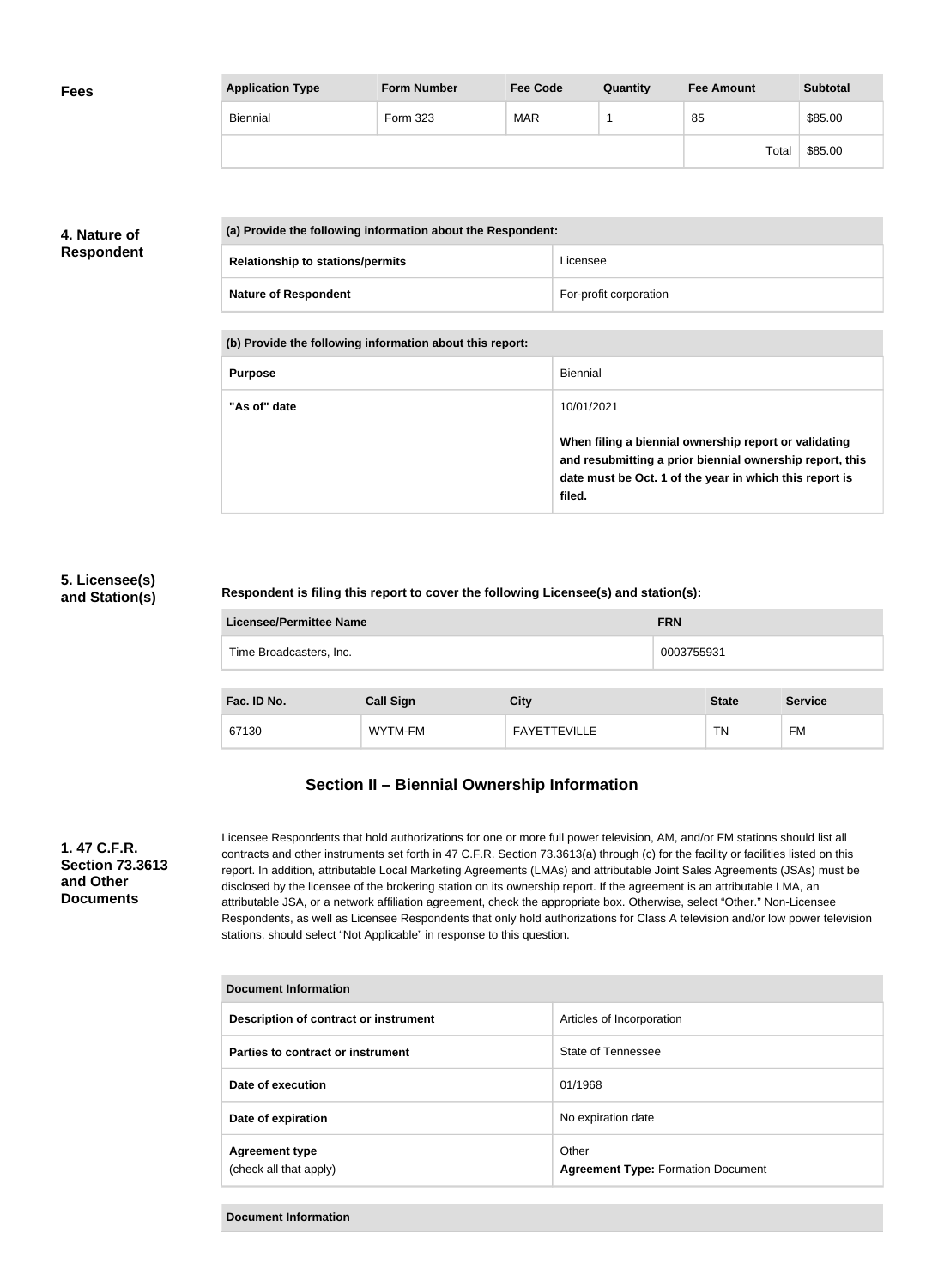**Fees**

| Application Type | Form Number | Fee Code | Quantity | Fee Amount | Subtotal |
|---|---|---|---|---|---|
| Biennial | Form 323 | MAR | 1 | 85 | $85.00 |
| | | | | Total | $85.00 |

**4. Nature of Respondent**

| (a) Provide the following information about the Respondent: | |
|---|---|
| Relationship to stations/permits | Licensee |
| Nature of Respondent | For-profit corporation |

| (b) Provide the following information about this report: | |
|---|---|
| Purpose | Biennial |
| "As of" date | 10/01/2021<br><br>**When filing a biennial ownership report or validating and resubmitting a prior biennial ownership report, this date must be Oct. 1 of the year in which this report is filed.** |

**5. Licensee(s) and Station(s)**

**Respondent is filing this report to cover the following Licensee(s) and station(s):**

| Licensee/Permittee Name | FRN |
|---|---|
| Time Broadcasters, Inc. | 0003755931 |

| Fac. ID No. | Call Sign | City | State | Service |
|---|---|---|---|---|
| 67130 | WYTM-FM | FAYETTEVILLE | TN | FM |

## Section II – Biennial Ownership Information

**1. 47 C.F.R. Section 73.3613 and Other Documents**

Licensee Respondents that hold authorizations for one or more full power television, AM, and/or FM stations should list all contracts and other instruments set forth in 47 C.F.R. Section 73.3613(a) through (c) for the facility or facilities listed on this report. In addition, attributable Local Marketing Agreements (LMAs) and attributable Joint Sales Agreements (JSAs) must be disclosed by the licensee of the brokering station on its ownership report. If the agreement is an attributable LMA, an attributable JSA, or a network affiliation agreement, check the appropriate box. Otherwise, select "Other." Non-Licensee Respondents, as well as Licensee Respondents that only hold authorizations for Class A television and/or low power television stations, should select "Not Applicable" in response to this question.

| Document Information | |
|---|---|
| Description of contract or instrument | Articles of Incorporation |
| Parties to contract or instrument | State of Tennessee |
| Date of execution | 01/1968 |
| Date of expiration | No expiration date |
| Agreement type<br>(check all that apply) | Other<br>**Agreement Type:** Formation Document |

| Document Information |
|---|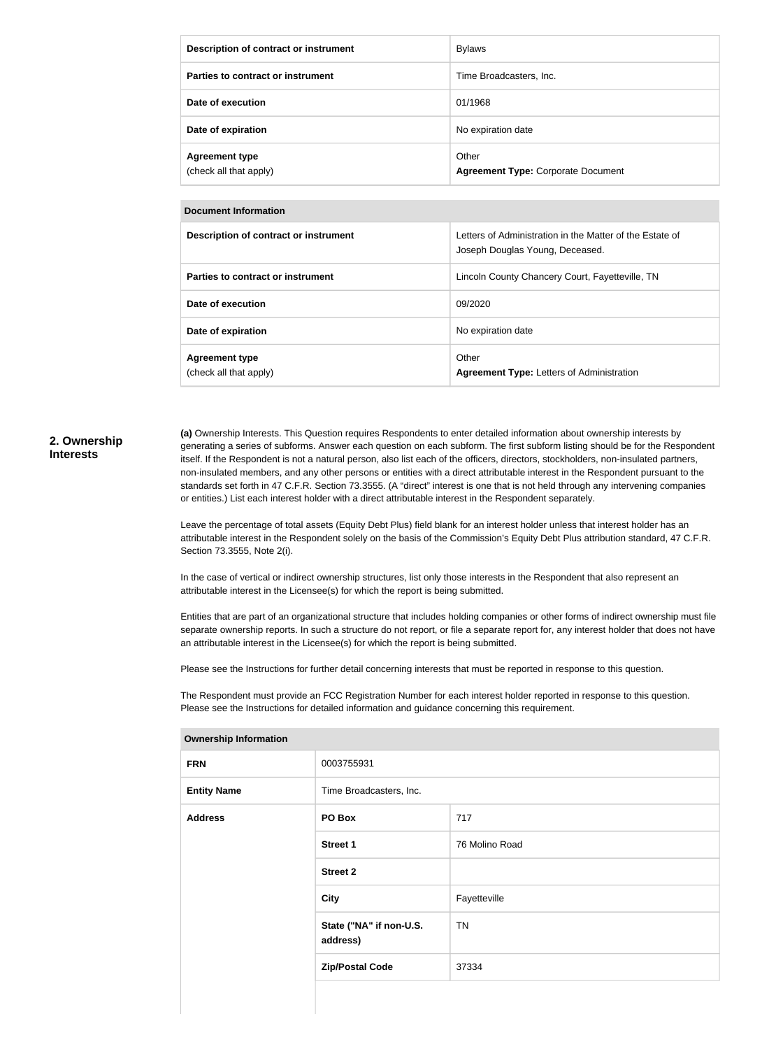| Description of contract or instrument | Bylaws |
|---|---|
| Parties to contract or instrument | Time Broadcasters, Inc. |
| Date of execution | 01/1968 |
| Date of expiration | No expiration date |
| Agreement type (check all that apply) | Other **Agreement Type:** Corporate Document |

| Document Information | |
|---|---|
| **Description of contract or instrument** | Letters of Administration in the Matter of the Estate of Joseph Douglas Young, Deceased. |
| **Parties to contract or instrument** | Lincoln County Chancery Court, Fayetteville, TN |
| **Date of execution** | 09/2020 |
| **Date of expiration** | No expiration date |
| **Agreement type** (check all that apply) | Other **Agreement Type:** Letters of Administration |

## 2. Ownership Interests

**(a)** Ownership Interests. This Question requires Respondents to enter detailed information about ownership interests by generating a series of subforms. Answer each question on each subform. The first subform listing should be for the Respondent itself. If the Respondent is not a natural person, also list each of the officers, directors, stockholders, non-insulated partners, non-insulated members, and any other persons or entities with a direct attributable interest in the Respondent pursuant to the standards set forth in 47 C.F.R. Section 73.3555. (A "direct" interest is one that is not held through any intervening companies or entities.) List each interest holder with a direct attributable interest in the Respondent separately.

Leave the percentage of total assets (Equity Debt Plus) field blank for an interest holder unless that interest holder has an attributable interest in the Respondent solely on the basis of the Commission's Equity Debt Plus attribution standard, 47 C.F.R. Section 73.3555, Note 2(i).

In the case of vertical or indirect ownership structures, list only those interests in the Respondent that also represent an attributable interest in the Licensee(s) for which the report is being submitted.

Entities that are part of an organizational structure that includes holding companies or other forms of indirect ownership must file separate ownership reports. In such a structure do not report, or file a separate report for, any interest holder that does not have an attributable interest in the Licensee(s) for which the report is being submitted.

Please see the Instructions for further detail concerning interests that must be reported in response to this question.

The Respondent must provide an FCC Registration Number for each interest holder reported in response to this question. Please see the Instructions for detailed information and guidance concerning this requirement.

| Ownership Information | | |
|---|---|---|
| **FRN** | 0003755931 | |
| **Entity Name** | Time Broadcasters, Inc. | |
| **Address** | **PO Box** | 717 |
| | **Street 1** | 76 Molino Road |
| | **Street 2** | |
| | **City** | Fayetteville |
| | **State ("NA" if non-U.S. address)** | TN |
| | **Zip/Postal Code** | 37334 |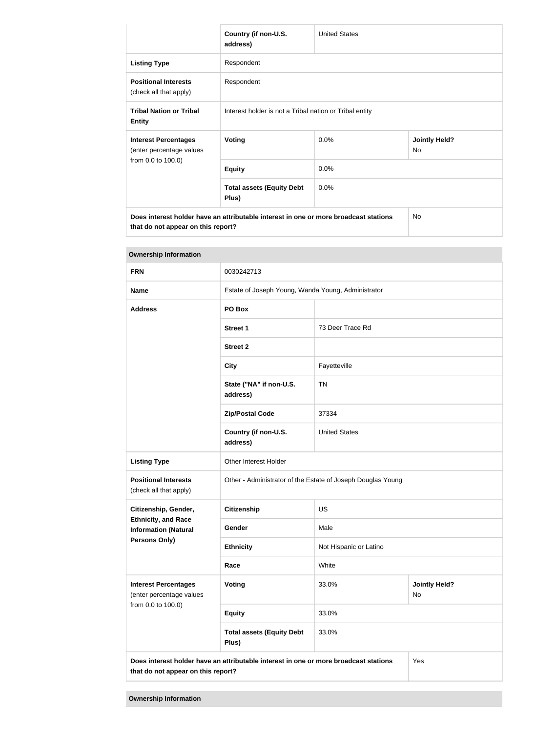| | Country (if non-U.S. address) | United States | |
|---|---|---|---|
| **Listing Type** | Respondent | | |
| **Positional Interests** (check all that apply) | Respondent | | |
| **Tribal Nation or Tribal Entity** | Interest holder is not a Tribal nation or Tribal entity | | |
| **Interest Percentages** (enter percentage values from 0.0 to 100.0) | **Voting** | 0.0% | **Jointly Held?** No |
| | **Equity** | 0.0% | |
| | **Total assets (Equity Debt Plus)** | 0.0% | |
| **Does interest holder have an attributable interest in one or more broadcast stations that do not appear on this report?** | | | No |

**Ownership Information**

| | | | |
|---|---|---|---|
| **FRN** | 0030242713 | | |
| **Name** | Estate of Joseph Young, Wanda Young, Administrator | | |
| **Address** | **PO Box** | | |
| | **Street 1** | 73 Deer Trace Rd | |
| | **Street 2** | | |
| | **City** | Fayetteville | |
| | **State ("NA" if non-U.S. address)** | TN | |
| | **Zip/Postal Code** | 37334 | |
| | **Country (if non-U.S. address)** | United States | |
| **Listing Type** | Other Interest Holder | | |
| **Positional Interests** (check all that apply) | Other - Administrator of the Estate of Joseph Douglas Young | | |
| **Citizenship, Gender, Ethnicity, and Race Information (Natural Persons Only)** | **Citizenship** | US | |
| | **Gender** | Male | |
| | **Ethnicity** | Not Hispanic or Latino | |
| | **Race** | White | |
| **Interest Percentages** (enter percentage values from 0.0 to 100.0) | **Voting** | 33.0% | **Jointly Held?** No |
| | **Equity** | 33.0% | |
| | **Total assets (Equity Debt Plus)** | 33.0% | |
| **Does interest holder have an attributable interest in one or more broadcast stations that do not appear on this report?** | | | Yes |

**Ownership Information**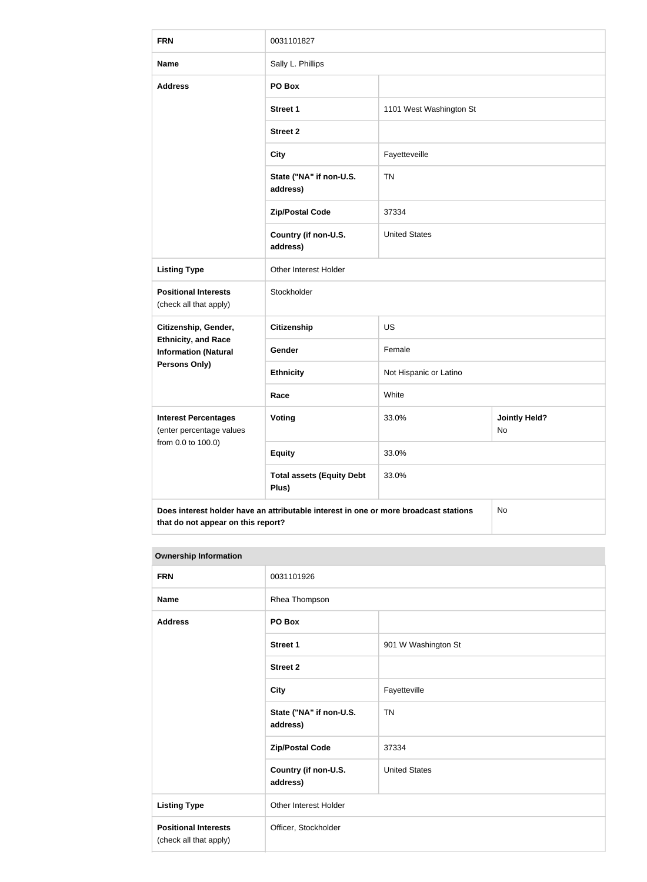| FRN | 0031101827 | | |
|---|---|---|---|
| Name | Sally L. Phillips | | |
| Address | PO Box | | |
| | Street 1 | 1101 West Washington St | |
| | Street 2 | | |
| | City | Fayetteveille | |
| | State ("NA" if non-U.S. address) | TN | |
| | Zip/Postal Code | 37334 | |
| | Country (if non-U.S. address) | United States | |
| Listing Type | Other Interest Holder | | |
| Positional Interests (check all that apply) | Stockholder | | |
| Citizenship, Gender, Ethnicity, and Race Information (Natural Persons Only) | Citizenship | US | |
| | Gender | Female | |
| | Ethnicity | Not Hispanic or Latino | |
| | Race | White | |
| Interest Percentages (enter percentage values from 0.0 to 100.0) | Voting | 33.0% | Jointly Held? No |
| | Equity | 33.0% | |
| | Total assets (Equity Debt Plus) | 33.0% | |
| Does interest holder have an attributable interest in one or more broadcast stations that do not appear on this report? | | | No |

**Ownership Information**

| FRN | 0031101926 | |
|---|---|---|
| Name | Rhea Thompson | |
| Address | PO Box | |
| | Street 1 | 901 W Washington St |
| | Street 2 | |
| | City | Fayetteville |
| | State ("NA" if non-U.S. address) | TN |
| | Zip/Postal Code | 37334 |
| | Country (if non-U.S. address) | United States |
| Listing Type | Other Interest Holder | |
| Positional Interests (check all that apply) | Officer, Stockholder | |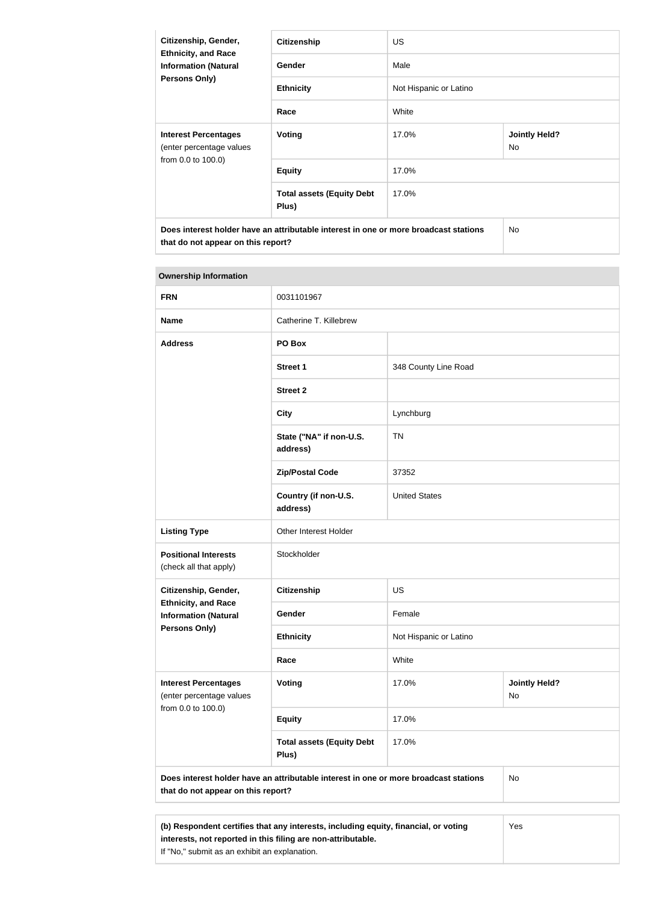| Citizenship, Gender, Ethnicity, and Race Information (Natural Persons Only) | Citizenship | US | |
|---|---|---|---|
| | Gender | Male | |
| | Ethnicity | Not Hispanic or Latino | |
| | Race | White | |
| **Interest Percentages** (enter percentage values from 0.0 to 100.0) | Voting | 17.0% | **Jointly Held?** No |
| | Equity | 17.0% | |
| | Total assets (Equity Debt Plus) | 17.0% | |
| **Does interest holder have an attributable interest in one or more broadcast stations that do not appear on this report?** | | | No |

| Ownership Information | | | |
|---|---|---|---|
| **FRN** | 0031101967 | | |
| **Name** | Catherine T. Killebrew | | |
| **Address** | PO Box | | |
| | Street 1 | 348 County Line Road | |
| | Street 2 | | |
| | City | Lynchburg | |
| | State ("NA" if non-U.S. address) | TN | |
| | Zip/Postal Code | 37352 | |
| | Country (if non-U.S. address) | United States | |
| **Listing Type** | Other Interest Holder | | |
| **Positional Interests** (check all that apply) | Stockholder | | |
| **Citizenship, Gender, Ethnicity, and Race Information (Natural Persons Only)** | Citizenship | US | |
| | Gender | Female | |
| | Ethnicity | Not Hispanic or Latino | |
| | Race | White | |
| **Interest Percentages** (enter percentage values from 0.0 to 100.0) | Voting | 17.0% | **Jointly Held?** No |
| | Equity | 17.0% | |
| | Total assets (Equity Debt Plus) | 17.0% | |
| **Does interest holder have an attributable interest in one or more broadcast stations that do not appear on this report?** | | | No |

| **(b) Respondent certifies that any interests, including equity, financial, or voting interests, not reported in this filing are non-attributable.** If "No," submit as an exhibit an explanation. | Yes |
|---|---|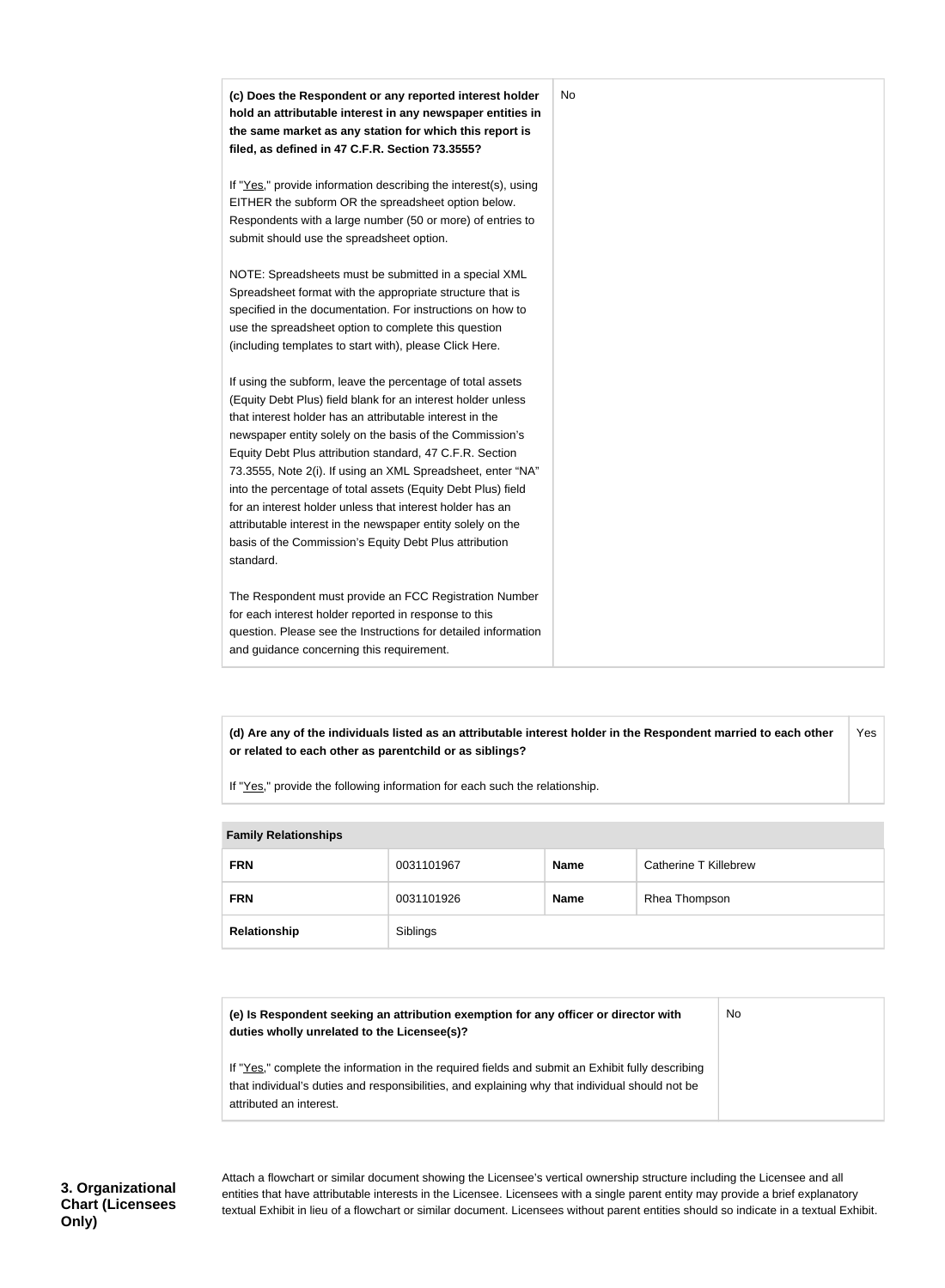| | |
|---|---|
| **(c) Does the Respondent or any reported interest holder hold an attributable interest in any newspaper entities in the same market as any station for which this report is filed, as defined in 47 C.F.R. Section 73.3555?**<br><br>If "Yes," provide information describing the interest(s), using EITHER the subform OR the spreadsheet option below. Respondents with a large number (50 or more) of entries to submit should use the spreadsheet option.<br><br>NOTE: Spreadsheets must be submitted in a special XML Spreadsheet format with the appropriate structure that is specified in the documentation. For instructions on how to use the spreadsheet option to complete this question (including templates to start with), please Click Here.<br><br>If using the subform, leave the percentage of total assets (Equity Debt Plus) field blank for an interest holder unless that interest holder has an attributable interest in the newspaper entity solely on the basis of the Commission's Equity Debt Plus attribution standard, 47 C.F.R. Section 73.3555, Note 2(i). If using an XML Spreadsheet, enter "NA" into the percentage of total assets (Equity Debt Plus) field for an interest holder unless that interest holder has an attributable interest in the newspaper entity solely on the basis of the Commission's Equity Debt Plus attribution standard.<br><br>The Respondent must provide an FCC Registration Number for each interest holder reported in response to this question. Please see the Instructions for detailed information and guidance concerning this requirement. | No |

| | |
|---|---|
| **(d) Are any of the individuals listed as an attributable interest holder in the Respondent married to each other or related to each other as parentchild or as siblings?**<br><br>If "Yes," provide the following information for each such the relationship. | Yes |

| Family Relationships | | | |
|---|---|---|---|
| **FRN** | 0031101967 | **Name** | Catherine T Killebrew |
| **FRN** | 0031101926 | **Name** | Rhea Thompson |
| **Relationship** | Siblings | | |

| | |
|---|---|
| **(e) Is Respondent seeking an attribution exemption for any officer or director with duties wholly unrelated to the Licensee(s)?**<br><br>If "Yes," complete the information in the required fields and submit an Exhibit fully describing that individual's duties and responsibilities, and explaining why that individual should not be attributed an interest. | No |

**3. Organizational Chart (Licensees Only)**

Attach a flowchart or similar document showing the Licensee's vertical ownership structure including the Licensee and all entities that have attributable interests in the Licensee. Licensees with a single parent entity may provide a brief explanatory textual Exhibit in lieu of a flowchart or similar document. Licensees without parent entities should so indicate in a textual Exhibit.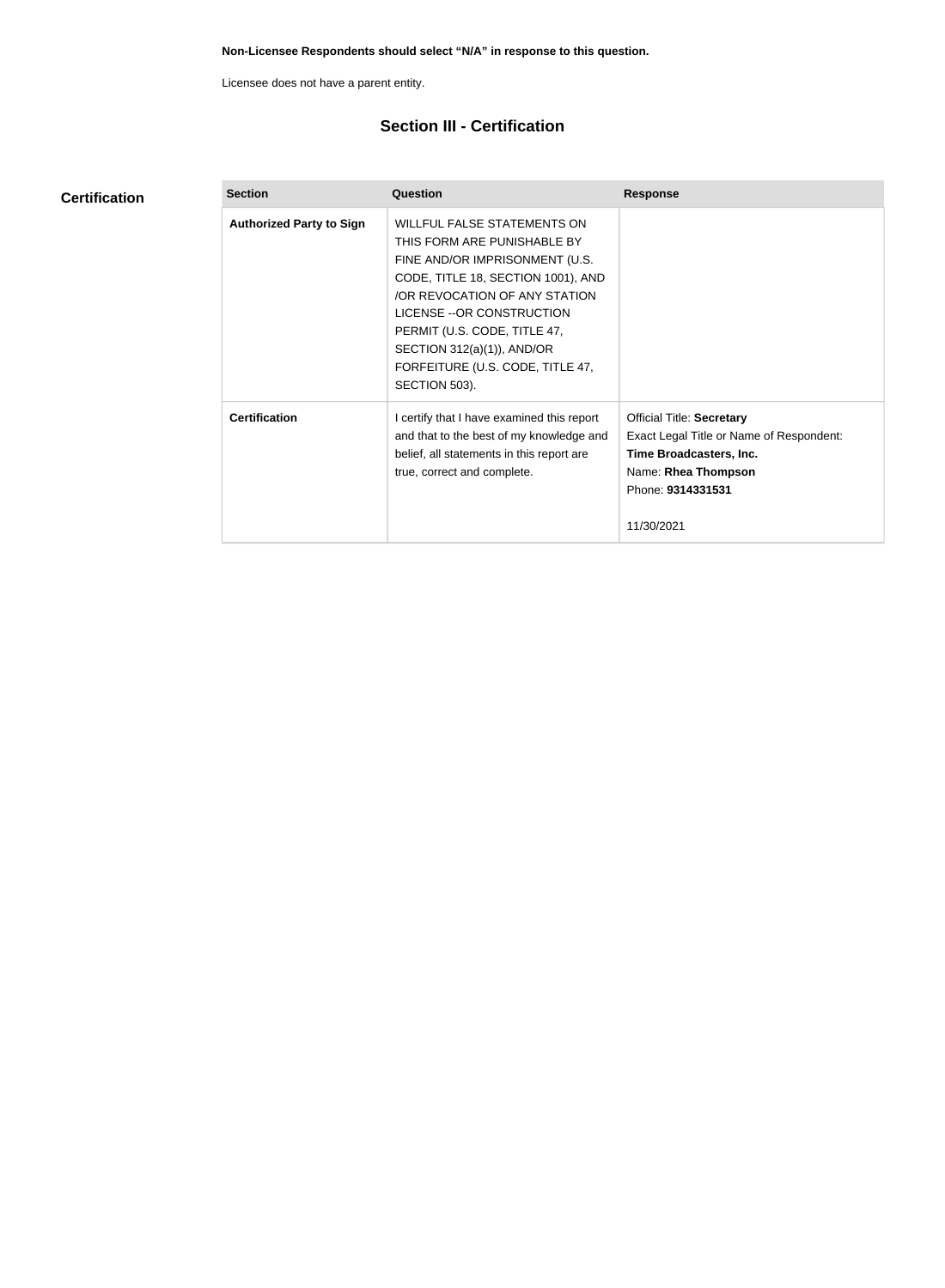**Non-Licensee Respondents should select “N/A” in response to this question.**

Licensee does not have a parent entity.

## Section III - Certification

### Certification

| Section | Question | Response |
| --- | --- | --- |
| **Authorized Party to Sign** | WILLFUL FALSE STATEMENTS ON THIS FORM ARE PUNISHABLE BY FINE AND/OR IMPRISONMENT (U.S. CODE, TITLE 18, SECTION 1001), AND /OR REVOCATION OF ANY STATION LICENSE --OR CONSTRUCTION PERMIT (U.S. CODE, TITLE 47, SECTION 312(a)(1)), AND/OR FORFEITURE (U.S. CODE, TITLE 47, SECTION 503). | |
| **Certification** | I certify that I have examined this report and that to the best of my knowledge and belief, all statements in this report are true, correct and complete. | Official Title: **Secretary**<br>Exact Legal Title or Name of Respondent: **Time Broadcasters, Inc.**<br>Name: **Rhea Thompson**<br>Phone: **9314331531**<br><br>11/30/2021 |